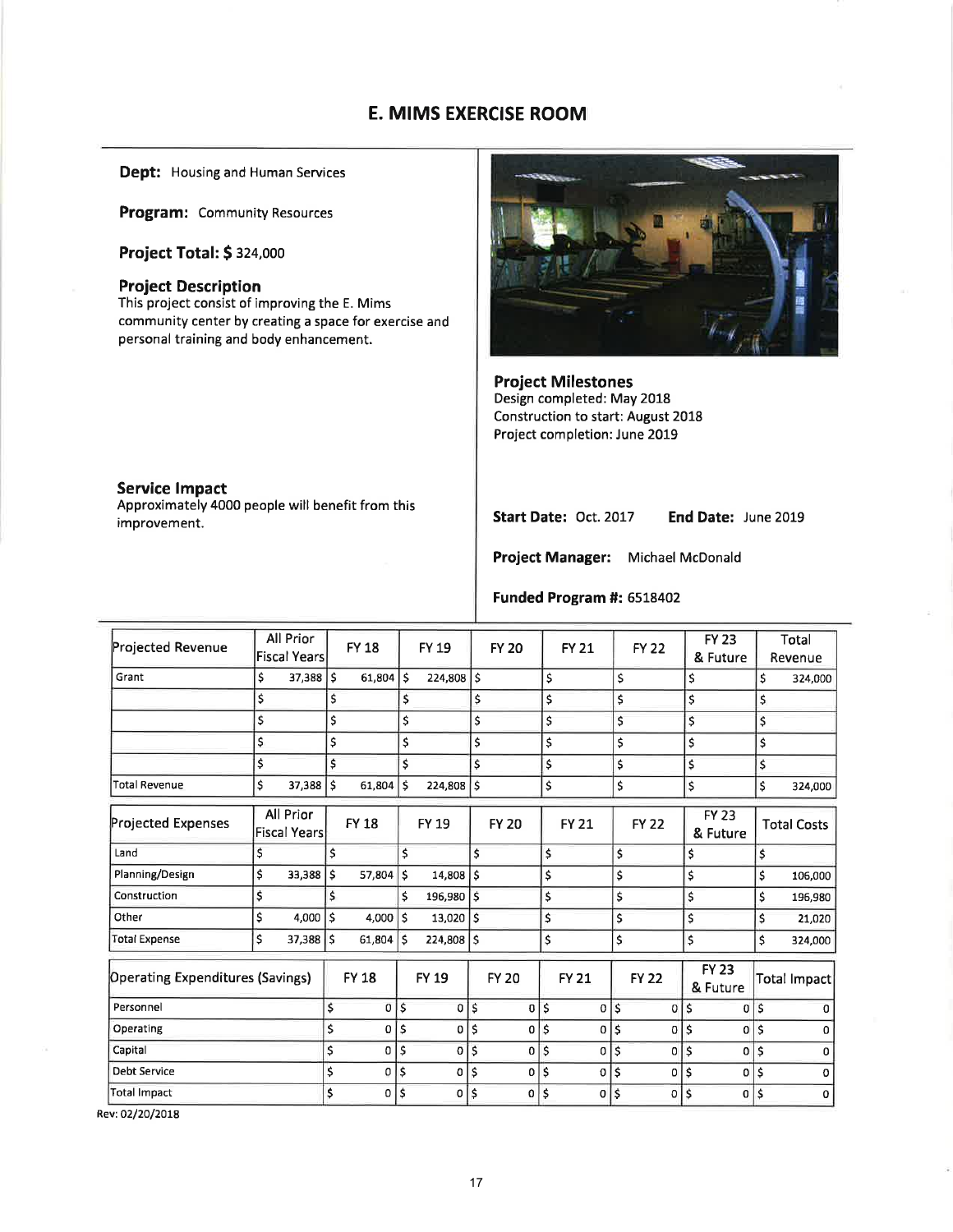# E. MIMS EXERCISE ROOM

**Dept:** Housing and Human Services

**Program:** Community Resources

**Project Total: $** 324,000

### Project Description

This project consist of improving the E. Mims community center by creating a space for exercise and personal training and body enhancement.

### Project Milestones

Design completed: May 2018
Construction to start: August 2018
Project completion: June 2019

### Service Impact

Approximately 4000 people will benefit from this improvement.

**Start Date:** Oct. 2017 **End Date:** June 2019

**Project Manager:** Michael McDonald

**Funded Program #:** 6518402

| Projected Revenue | All Prior Fiscal Years | FY 18 | FY 19 | FY 20 | FY 21 | FY 22 | FY 23 & Future | Total Revenue |
|---|---|---|---|---|---|---|---|---|
| Grant | $ 37,388 | $ 61,804 | $ 224,808 | $ | $ | $ | $ | $ 324,000 |
| | $ | $ | $ | $ | $ | $ | $ | $ |
| | $ | $ | $ | $ | $ | $ | $ | $ |
| | $ | $ | $ | $ | $ | $ | $ | $ |
| | $ | $ | $ | $ | $ | $ | $ | $ |
| Total Revenue | $ 37,388 | $ 61,804 | $ 224,808 | $ | $ | $ | $ | $ 324,000 |

| Projected Expenses | All Prior Fiscal Years | FY 18 | FY 19 | FY 20 | FY 21 | FY 22 | FY 23 & Future | Total Costs |
|---|---|---|---|---|---|---|---|---|
| Land | $ | $ | $ | $ | $ | $ | $ | $ |
| Planning/Design | $ 33,388 | $ 57,804 | $ 14,808 | $ | $ | $ | $ | $ 106,000 |
| Construction | $ | $ | $ 196,980 | $ | $ | $ | $ | $ 196,980 |
| Other | $ 4,000 | $ 4,000 | $ 13,020 | $ | $ | $ | $ | $ 21,020 |
| Total Expense | $ 37,388 | $ 61,804 | $ 224,808 | $ | $ | $ | $ | $ 324,000 |

| Operating Expenditures (Savings) | FY 18 | FY 19 | FY 20 | FY 21 | FY 22 | FY 23 & Future | Total Impact |
|---|---|---|---|---|---|---|---|
| Personnel | $ 0 | $ 0 | $ 0 | $ 0 | $ 0 | $ 0 | $ 0 |
| Operating | $ 0 | $ 0 | $ 0 | $ 0 | $ 0 | $ 0 | $ 0 |
| Capital | $ 0 | $ 0 | $ 0 | $ 0 | $ 0 | $ 0 | $ 0 |
| Debt Service | $ 0 | $ 0 | $ 0 | $ 0 | $ 0 | $ 0 | $ 0 |
| Total Impact | $ 0 | $ 0 | $ 0 | $ 0 | $ 0 | $ 0 | $ 0 |

Rev: 02/20/2018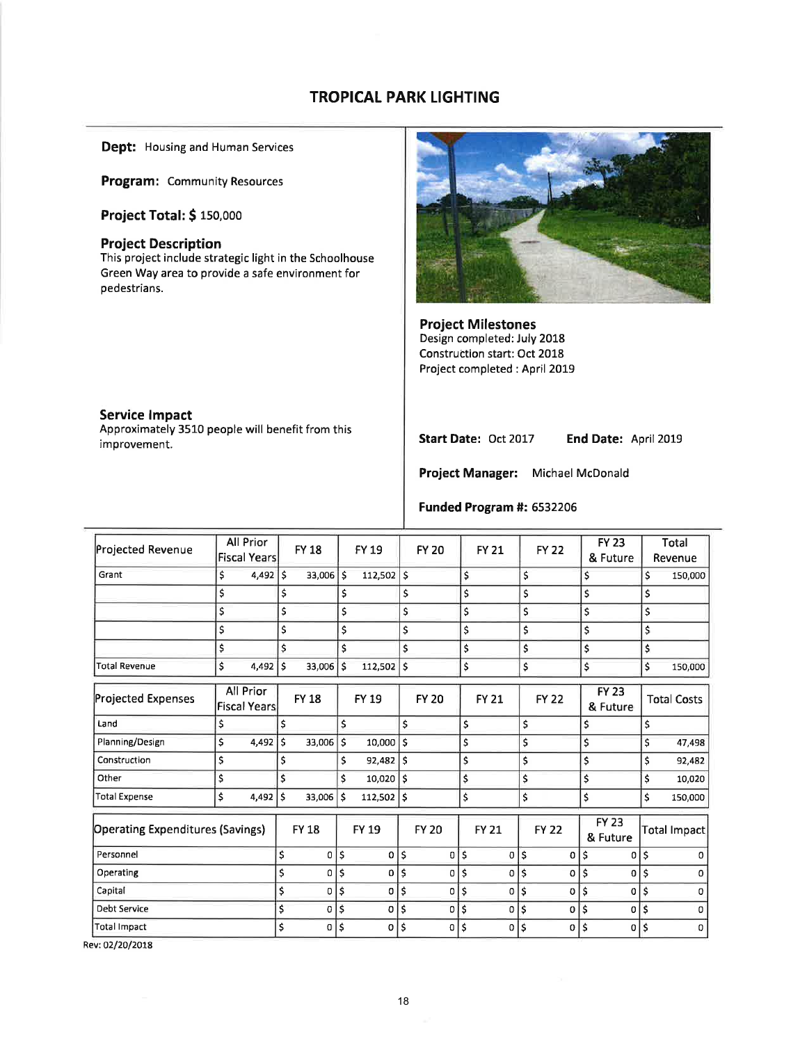# TROPICAL PARK LIGHTING

**Dept:** Housing and Human Services

**Program:** Community Resources

**Project Total: $** 150,000

## Project Description

This project include strategic light in the Schoolhouse Green Way area to provide a safe environment for pedestrians.

## Project Milestones

Design completed: July 2018
Construction start: Oct 2018
Project completed : April 2019

## Service Impact

Approximately 3510 people will benefit from this improvement.

**Start Date:** Oct 2017 **End Date:** April 2019

**Project Manager:** Michael McDonald

**Funded Program #:** 6532206

| Projected Revenue | All Prior Fiscal Years | FY 18 | FY 19 | FY 20 | FY 21 | FY 22 | FY 23 & Future | Total Revenue |
|---|---|---|---|---|---|---|---|---|
| Grant | $ 4,492 | $ 33,006 | $ 112,502 | $ | $ | $ | $ | $ 150,000 |
| | $ | $ | $ | $ | $ | $ | $ | $ |
| | $ | $ | $ | $ | $ | $ | $ | $ |
| | $ | $ | $ | $ | $ | $ | $ | $ |
| | $ | $ | $ | $ | $ | $ | $ | $ |
| Total Revenue | $ 4,492 | $ 33,006 | $ 112,502 | $ | $ | $ | $ | $ 150,000 |

| Projected Expenses | All Prior Fiscal Years | FY 18 | FY 19 | FY 20 | FY 21 | FY 22 | FY 23 & Future | Total Costs |
|---|---|---|---|---|---|---|---|---|
| Land | $ | $ | $ | $ | $ | $ | $ | $ |
| Planning/Design | $ 4,492 | $ 33,006 | $ 10,000 | $ | $ | $ | $ | $ 47,498 |
| Construction | $ | $ | $ 92,482 | $ | $ | $ | $ | $ 92,482 |
| Other | $ | $ | $ 10,020 | $ | $ | $ | $ | $ 10,020 |
| Total Expense | $ 4,492 | $ 33,006 | $ 112,502 | $ | $ | $ | $ | $ 150,000 |

| Operating Expenditures (Savings) | FY 18 | FY 19 | FY 20 | FY 21 | FY 22 | FY 23 & Future | Total Impact |
|---|---|---|---|---|---|---|---|
| Personnel | $ 0 | $ 0 | $ 0 | $ 0 | $ 0 | $ 0 | $ 0 |
| Operating | $ 0 | $ 0 | $ 0 | $ 0 | $ 0 | $ 0 | $ 0 |
| Capital | $ 0 | $ 0 | $ 0 | $ 0 | $ 0 | $ 0 | $ 0 |
| Debt Service | $ 0 | $ 0 | $ 0 | $ 0 | $ 0 | $ 0 | $ 0 |
| Total Impact | $ 0 | $ 0 | $ 0 | $ 0 | $ 0 | $ 0 | $ 0 |

Rev: 02/20/2018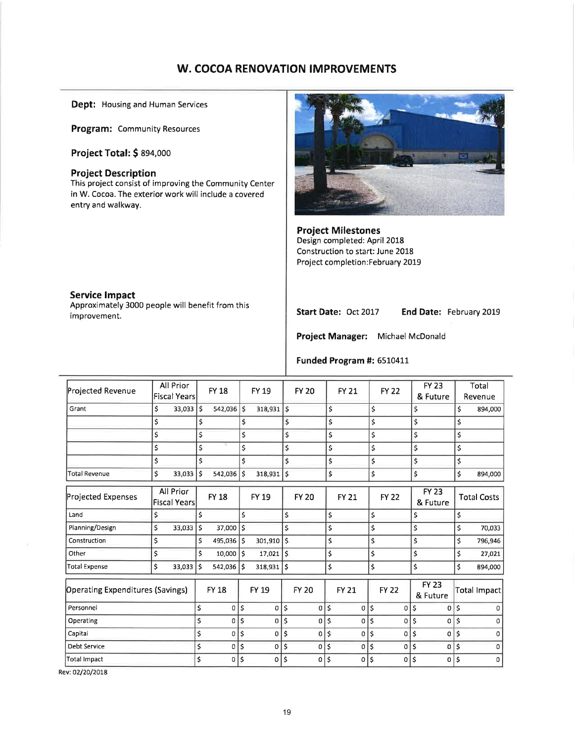# W. COCOA RENOVATION IMPROVEMENTS

**Dept:** Housing and Human Services

**Program:** Community Resources

**Project Total: $** 894,000

**Project Description**
This project consist of improving the Community Center in W. Cocoa. The exterior work will include a covered entry and walkway.

**Project Milestones**
Design completed: April 2018
Construction to start: June 2018
Project completion:February 2019

**Service Impact**
Approximately 3000 people will benefit from this improvement.

**Start Date:** Oct 2017 **End Date:** February 2019

**Project Manager:** Michael McDonald

**Funded Program #:** 6510411

| Projected Revenue | All Prior Fiscal Years | FY 18 | FY 19 | FY 20 | FY 21 | FY 22 | FY 23 & Future | Total Revenue |
|---|---|---|---|---|---|---|---|---|
| Grant | $ 33,033 | $ 542,036 | $ 318,931 | $ | $ | $ | $ | $ 894,000 |
| | $ | $ | $ | $ | $ | $ | $ | $ |
| | $ | $ | $ | $ | $ | $ | $ | $ |
| | $ | $ | $ | $ | $ | $ | $ | $ |
| | $ | $ | $ | $ | $ | $ | $ | $ |
| Total Revenue | $ 33,033 | $ 542,036 | $ 318,931 | $ | $ | $ | $ | $ 894,000 |

| Projected Expenses | All Prior Fiscal Years | FY 18 | FY 19 | FY 20 | FY 21 | FY 22 | FY 23 & Future | Total Costs |
|---|---|---|---|---|---|---|---|---|
| Land | $ | $ | $ | $ | $ | $ | $ | $ |
| Planning/Design | $ 33,033 | $ 37,000 | $ | $ | $ | $ | $ | $ 70,033 |
| Construction | $ | $ 495,036 | $ 301,910 | $ | $ | $ | $ | $ 796,946 |
| Other | $ | $ 10,000 | $ 17,021 | $ | $ | $ | $ | $ 27,021 |
| Total Expense | $ 33,033 | $ 542,036 | $ 318,931 | $ | $ | $ | $ | $ 894,000 |

| Operating Expenditures (Savings) | FY 18 | FY 19 | FY 20 | FY 21 | FY 22 | FY 23 & Future | Total Impact |
|---|---|---|---|---|---|---|---|
| Personnel | $ 0 | $ 0 | $ 0 | $ 0 | $ 0 | $ 0 | $ 0 |
| Operating | $ 0 | $ 0 | $ 0 | $ 0 | $ 0 | $ 0 | $ 0 |
| Capital | $ 0 | $ 0 | $ 0 | $ 0 | $ 0 | $ 0 | $ 0 |
| Debt Service | $ 0 | $ 0 | $ 0 | $ 0 | $ 0 | $ 0 | $ 0 |
| Total Impact | $ 0 | $ 0 | $ 0 | $ 0 | $ 0 | $ 0 | $ 0 |

Rev: 02/20/2018